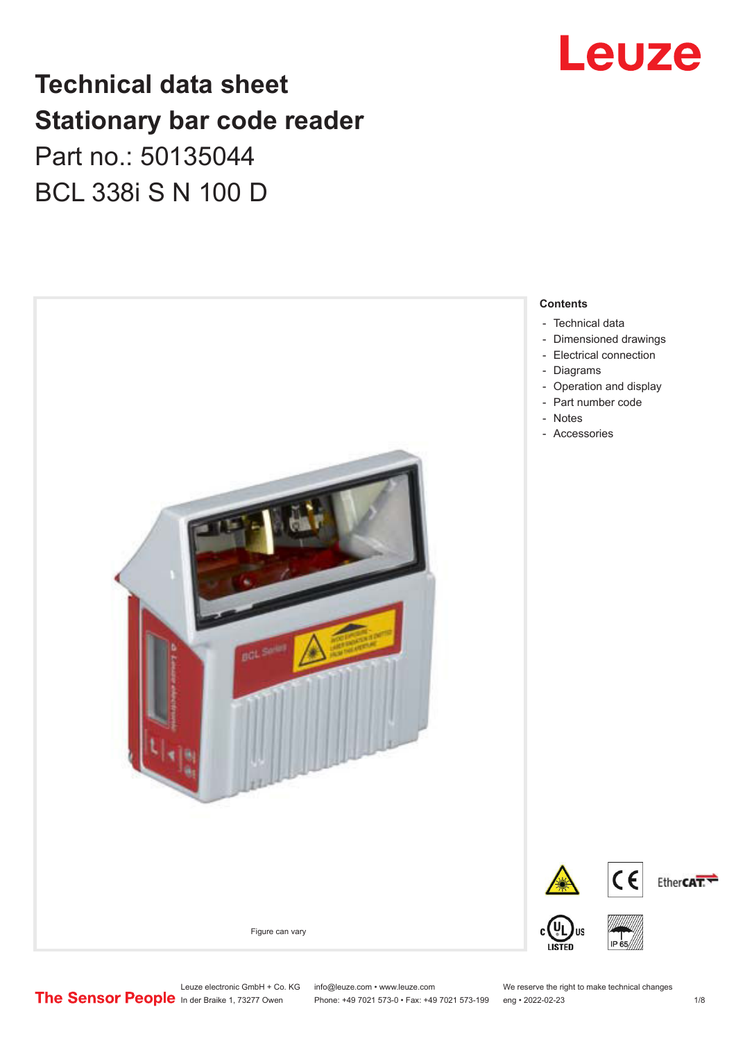# Technical data sheet
# Stationary bar code reader

Part no.: 50135044

BCL 338i S N 100 D

Figure can vary

**Contents**

- Technical data
- Dimensioned drawings
- Electrical connection
- Diagrams
- Operation and display
- Part number code
- Notes
- Accessories

Leuze electronic GmbH + Co. KG
In der Braike 1, 73277 Owen

info@leuze.com • www.leuze.com
Phone: +49 7021 573-0 • Fax: +49 7021 573-199

We reserve the right to make technical changes
eng • 2022-02-23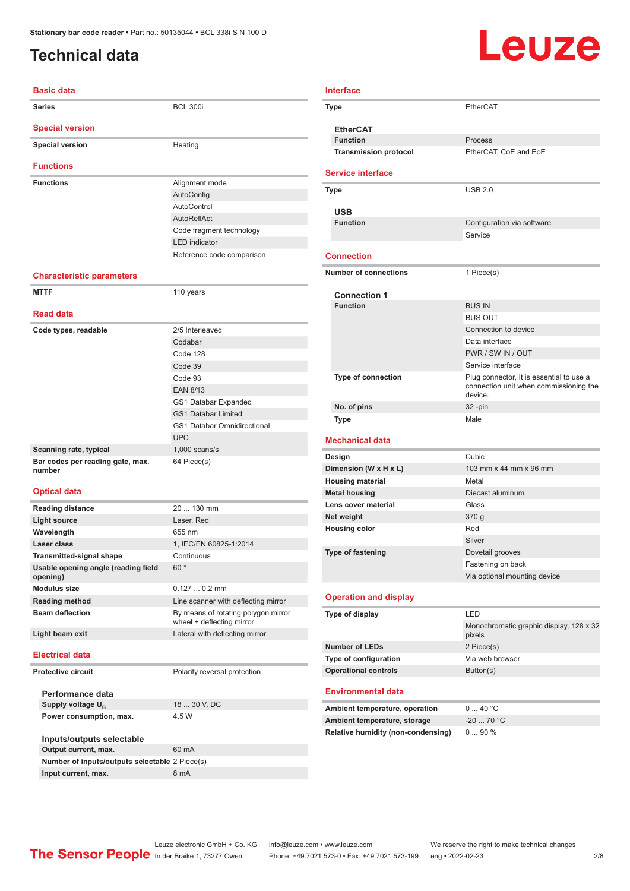# Technical data

## Basic data

| | |
|---|---|
| Series | BCL 300i |

## Special version

| | |
|---|---|
| Special version | Heating |

## Functions

| | |
|---|---|
| Functions | Alignment mode |
| | AutoConfig |
| | AutoControl |
| | AutoReflAct |
| | Code fragment technology |
| | LED indicator |
| | Reference code comparison |

## Characteristic parameters

| | |
|---|---|
| MTTF | 110 years |

## Read data

| | |
|---|---|
| Code types, readable | 2/5 Interleaved |
| | Codabar |
| | Code 128 |
| | Code 39 |
| | Code 93 |
| | EAN 8/13 |
| | GS1 Databar Expanded |
| | GS1 Databar Limited |
| | GS1 Databar Omnidirectional |
| | UPC |
| Scanning rate, typical | 1,000 scans/s |
| Bar codes per reading gate, max. number | 64 Piece(s) |

## Optical data

| | |
|---|---|
| Reading distance | 20 ... 130 mm |
| Light source | Laser, Red |
| Wavelength | 655 nm |
| Laser class | 1, IEC/EN 60825-1:2014 |
| Transmitted-signal shape | Continuous |
| Usable opening angle (reading field opening) | 60 ° |
| Modulus size | 0.127 ... 0.2 mm |
| Reading method | Line scanner with deflecting mirror |
| Beam deflection | By means of rotating polygon mirror wheel + deflecting mirror |
| Light beam exit | Lateral with deflecting mirror |

## Electrical data

| | |
|---|---|
| Protective circuit | Polarity reversal protection |

### Performance data

| | |
|---|---|
| Supply voltage $U_B$ | 18 ... 30 V, DC |
| Power consumption, max. | 4.5 W |

### Inputs/outputs selectable

| | |
|---|---|
| Output current, max. | 60 mA |
| Number of inputs/outputs selectable | 2 Piece(s) |
| Input current, max. | 8 mA |

## Interface

| | |
|---|---|
| Type | EtherCAT |

### EtherCAT

| | |
|---|---|
| Function | Process |
| Transmission protocol | EtherCAT, CoE and EoE |

## Service interface

| | |
|---|---|
| Type | USB 2.0 |

### USB

| | |
|---|---|
| Function | Configuration via software |
| | Service |

## Connection

| | |
|---|---|
| Number of connections | 1 Piece(s) |

### Connection 1

| | |
|---|---|
| Function | BUS IN |
| | BUS OUT |
| | Connection to device |
| | Data interface |
| | PWR / SW IN / OUT |
| | Service interface |
| Type of connection | Plug connector, It is essential to use a connection unit when commissioning the device. |
| No. of pins | 32 -pin |
| Type | Male |

## Mechanical data

| | |
|---|---|
| Design | Cubic |
| Dimension (W x H x L) | 103 mm x 44 mm x 96 mm |
| Housing material | Metal |
| Metal housing | Diecast aluminum |
| Lens cover material | Glass |
| Net weight | 370 g |
| Housing color | Red |
| | Silver |
| Type of fastening | Dovetail grooves |
| | Fastening on back |
| | Via optional mounting device |

## Operation and display

| | |
|---|---|
| Type of display | LED |
| | Monochromatic graphic display, 128 x 32 pixels |
| Number of LEDs | 2 Piece(s) |
| Type of configuration | Via web browser |
| Operational controls | Button(s) |

## Environmental data

| | |
|---|---|
| Ambient temperature, operation | 0 ... 40 °C |
| Ambient temperature, storage | -20 ... 70 °C |
| Relative humidity (non-condensing) | 0 ... 90 % |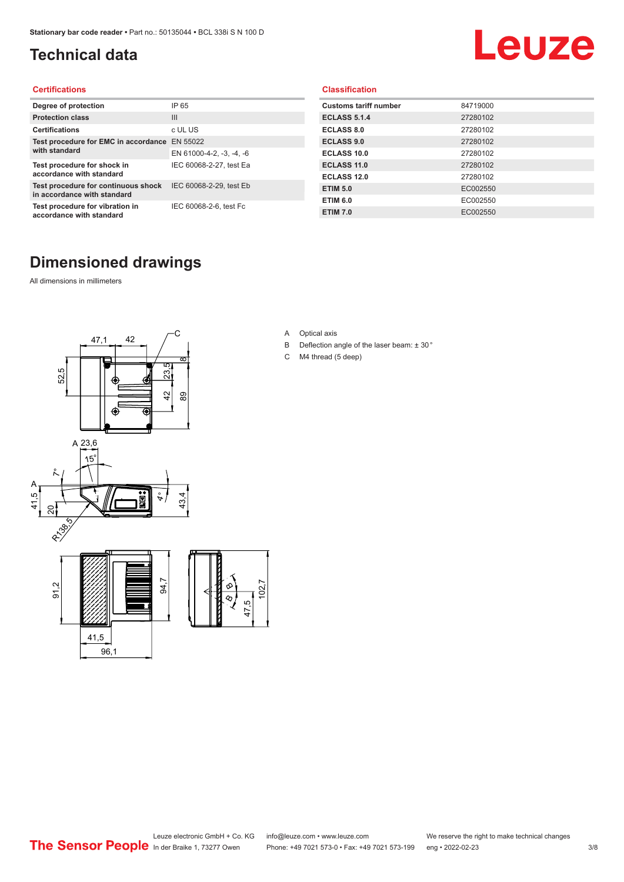# Technical data

## Certifications

| Degree of protection | IP 65 |
|---|---|
| Protection class | III |
| Certifications | c UL US |
| Test procedure for EMC in accordance with standard | EN 55022 |
| | EN 61000-4-2, -3, -4, -6 |
| Test procedure for shock in accordance with standard | IEC 60068-2-27, test Ea |
| Test procedure for continuous shock in accordance with standard | IEC 60068-2-29, test Eb |
| Test procedure for vibration in accordance with standard | IEC 60068-2-6, test Fc |

## Classification

| Customs tariff number | 84719000 |
|---|---|
| ECLASS 5.1.4 | 27280102 |
| ECLASS 8.0 | 27280102 |
| ECLASS 9.0 | 27280102 |
| ECLASS 10.0 | 27280102 |
| ECLASS 11.0 | 27280102 |
| ECLASS 12.0 | 27280102 |
| ETIM 5.0 | EC002550 |
| ETIM 6.0 | EC002550 |
| ETIM 7.0 | EC002550 |

# Dimensioned drawings

All dimensions in millimeters

A Optical axis

B Deflection angle of the laser beam: ± 30 °

C M4 thread (5 deep)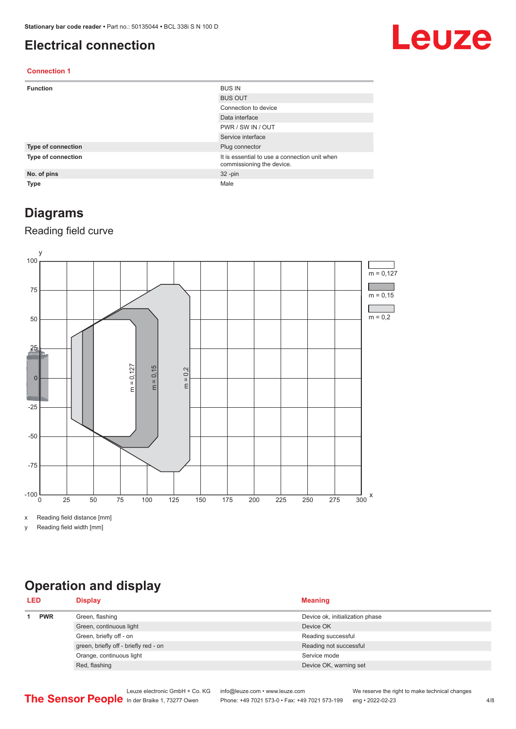# Electrical connection

### Connection 1

| | |
|---|---|
| **Function** | BUS IN |
| | BUS OUT |
| | Connection to device |
| | Data interface |
| | PWR / SW IN / OUT |
| | Service interface |
| **Type of connection** | Plug connector |
| **Type of connection** | It is essential to use a connection unit when commissioning the device. |
| **No. of pins** | 32 -pin |
| **Type** | Male |

# Diagrams

## Reading field curve

x Reading field distance [mm]

y Reading field width [mm]

# Operation and display

| LED | | Display | Meaning |
|---|---|---|---|
| 1 | **PWR** | Green, flashing | Device ok, initialization phase |
| | | Green, continuous light | Device OK |
| | | Green, briefly off - on | Reading successful |
| | | green, briefly off - briefly red - on | Reading not successful |
| | | Orange, continuous light | Service mode |
| | | Red, flashing | Device OK, warning set |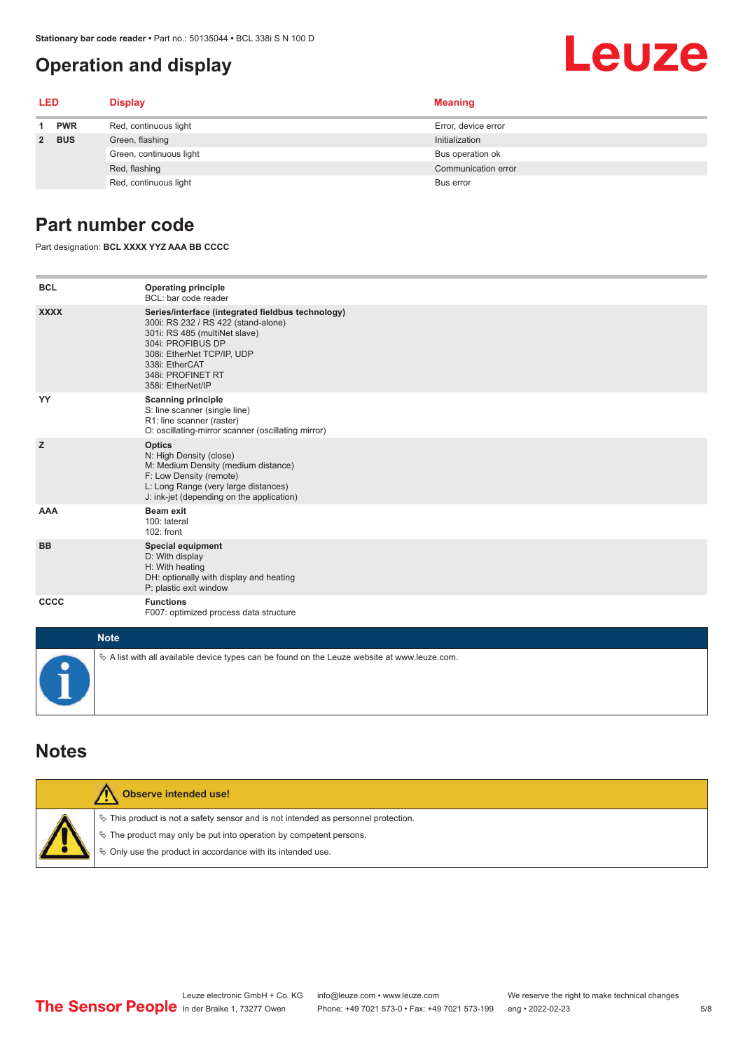## Operation and display

| LED | | Display | Meaning |
|---|---|---|---|
| 1 | PWR | Red, continuous light | Error, device error |
| 2 | BUS | Green, flashing | Initialization |
| | | Green, continuous light | Bus operation ok |
| | | Red, flashing | Communication error |
| | | Red, continuous light | Bus error |

## Part number code

Part designation: **BCL XXXX YYZ AAA BB CCCC**

| | |
|---|---|
| **BCL** | **Operating principle**<br>BCL: bar code reader |
| **XXXX** | **Series/interface (integrated fieldbus technology)**<br>300i: RS 232 / RS 422 (stand-alone)<br>301i: RS 485 (multiNet slave)<br>304i: PROFIBUS DP<br>308i: EtherNet TCP/IP, UDP<br>338i: EtherCAT<br>348i: PROFINET RT<br>358i: EtherNet/IP |
| **YY** | **Scanning principle**<br>S: line scanner (single line)<br>R1: line scanner (raster)<br>O: oscillating-mirror scanner (oscillating mirror) |
| **Z** | **Optics**<br>N: High Density (close)<br>M: Medium Density (medium distance)<br>F: Low Density (remote)<br>L: Long Range (very large distances)<br>J: ink-jet (depending on the application) |
| **AAA** | **Beam exit**<br>100: lateral<br>102: front |
| **BB** | **Special equipment**<br>D: With display<br>H: With heating<br>DH: optionally with display and heating<br>P: plastic exit window |
| **CCCC** | **Functions**<br>F007: optimized process data structure |

**Note**

- A list with all available device types can be found on the Leuze website at www.leuze.com.

## Notes

**Observe intended use!**

- This product is not a safety sensor and is not intended as personnel protection.
- The product may only be put into operation by competent persons.
- Only use the product in accordance with its intended use.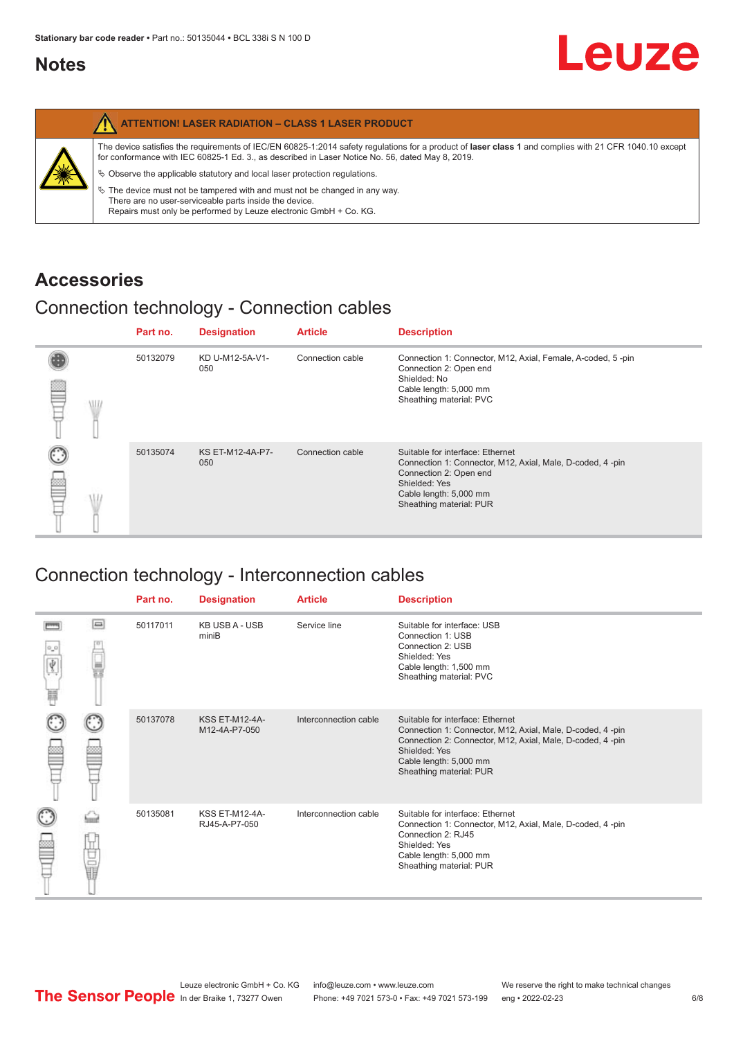## Notes

**ATTENTION! LASER RADIATION – CLASS 1 LASER PRODUCT**

The device satisfies the requirements of IEC/EN 60825-1:2014 safety regulations for a product of **laser class 1** and complies with 21 CFR 1040.10 except for conformance with IEC 60825-1 Ed. 3., as described in Laser Notice No. 56, dated May 8, 2019.

↳ Observe the applicable statutory and local laser protection regulations.

↳ The device must not be tampered with and must not be changed in any way.
There are no user-serviceable parts inside the device.
Repairs must only be performed by Leuze electronic GmbH + Co. KG.

## Accessories

### Connection technology - Connection cables

| Part no. | Designation | Article | Description |
|---|---|---|---|
| 50132079 | KD U-M12-5A-V1-050 | Connection cable | Connection 1: Connector, M12, Axial, Female, A-coded, 5 -pin<br>Connection 2: Open end<br>Shielded: No<br>Cable length: 5,000 mm<br>Sheathing material: PVC |
| 50135074 | KS ET-M12-4A-P7-050 | Connection cable | Suitable for interface: Ethernet<br>Connection 1: Connector, M12, Axial, Male, D-coded, 4 -pin<br>Connection 2: Open end<br>Shielded: Yes<br>Cable length: 5,000 mm<br>Sheathing material: PUR |

### Connection technology - Interconnection cables

| Part no. | Designation | Article | Description |
|---|---|---|---|
| 50117011 | KB USB A - USB miniB | Service line | Suitable for interface: USB<br>Connection 1: USB<br>Connection 2: USB<br>Shielded: Yes<br>Cable length: 1,500 mm<br>Sheathing material: PVC |
| 50137078 | KSS ET-M12-4A-M12-4A-P7-050 | Interconnection cable | Suitable for interface: Ethernet<br>Connection 1: Connector, M12, Axial, Male, D-coded, 4 -pin<br>Connection 2: Connector, M12, Axial, Male, D-coded, 4 -pin<br>Shielded: Yes<br>Cable length: 5,000 mm<br>Sheathing material: PUR |
| 50135081 | KSS ET-M12-4A-RJ45-A-P7-050 | Interconnection cable | Suitable for interface: Ethernet<br>Connection 1: Connector, M12, Axial, Male, D-coded, 4 -pin<br>Connection 2: RJ45<br>Shielded: Yes<br>Cable length: 5,000 mm<br>Sheathing material: PUR |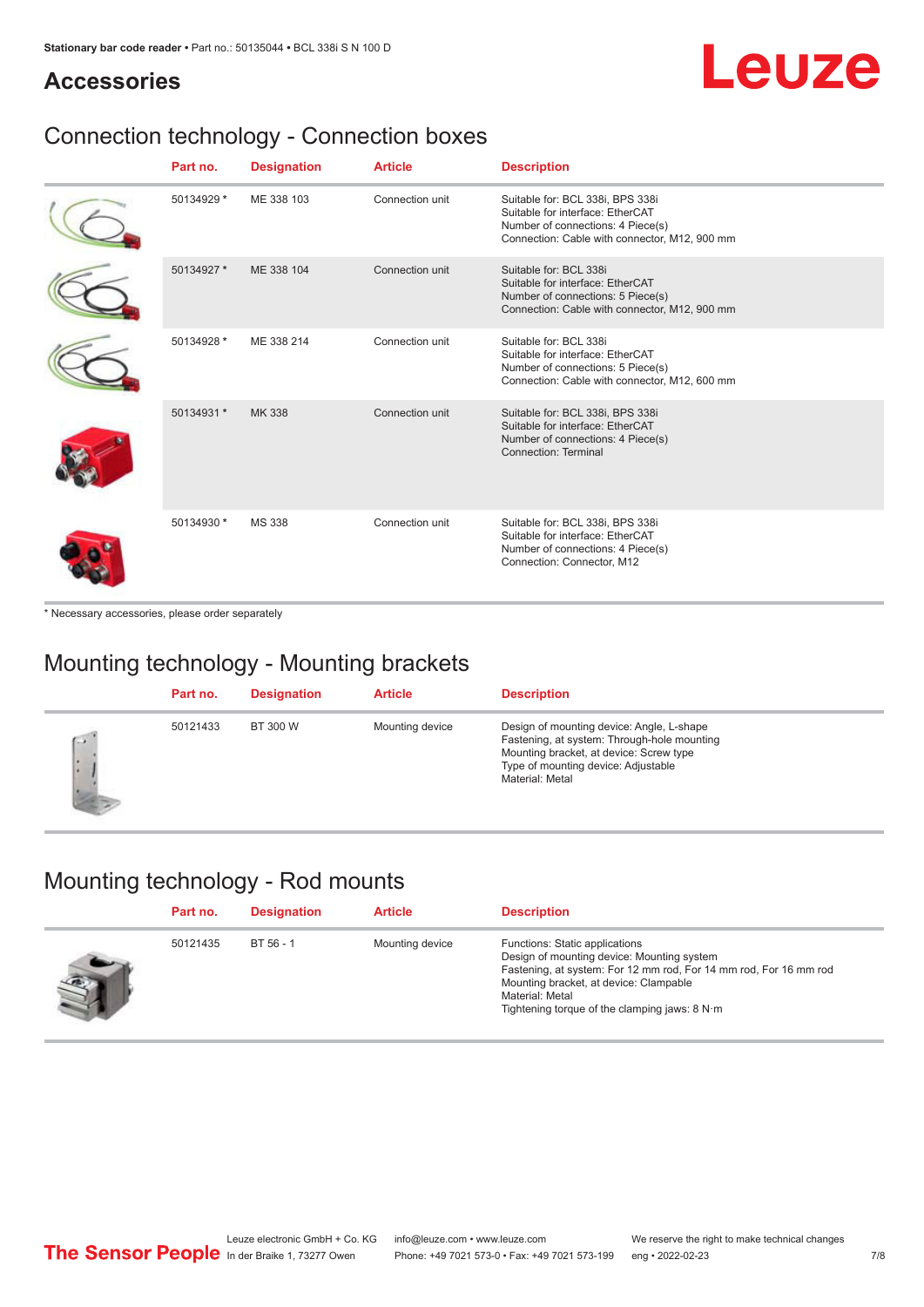# Accessories

## Connection technology - Connection boxes

| Part no. | Designation | Article | Description |
|---|---|---|---|
| 50134929 * | ME 338 103 | Connection unit | Suitable for: BCL 338i, BPS 338i<br>Suitable for interface: EtherCAT<br>Number of connections: 4 Piece(s)<br>Connection: Cable with connector, M12, 900 mm |
| 50134927 * | ME 338 104 | Connection unit | Suitable for: BCL 338i<br>Suitable for interface: EtherCAT<br>Number of connections: 5 Piece(s)<br>Connection: Cable with connector, M12, 900 mm |
| 50134928 * | ME 338 214 | Connection unit | Suitable for: BCL 338i<br>Suitable for interface: EtherCAT<br>Number of connections: 5 Piece(s)<br>Connection: Cable with connector, M12, 600 mm |
| 50134931 * | MK 338 | Connection unit | Suitable for: BCL 338i, BPS 338i<br>Suitable for interface: EtherCAT<br>Number of connections: 4 Piece(s)<br>Connection: Terminal |
| 50134930 * | MS 338 | Connection unit | Suitable for: BCL 338i, BPS 338i<br>Suitable for interface: EtherCAT<br>Number of connections: 4 Piece(s)<br>Connection: Connector, M12 |

* Necessary accessories, please order separately

## Mounting technology - Mounting brackets

| Part no. | Designation | Article | Description |
|---|---|---|---|
| 50121433 | BT 300 W | Mounting device | Design of mounting device: Angle, L-shape<br>Fastening, at system: Through-hole mounting<br>Mounting bracket, at device: Screw type<br>Type of mounting device: Adjustable<br>Material: Metal |

## Mounting technology - Rod mounts

| Part no. | Designation | Article | Description |
|---|---|---|---|
| 50121435 | BT 56 - 1 | Mounting device | Functions: Static applications<br>Design of mounting device: Mounting system<br>Fastening, at system: For 12 mm rod, For 14 mm rod, For 16 mm rod<br>Mounting bracket, at device: Clampable<br>Material: Metal<br>Tightening torque of the clamping jaws: 8 N·m |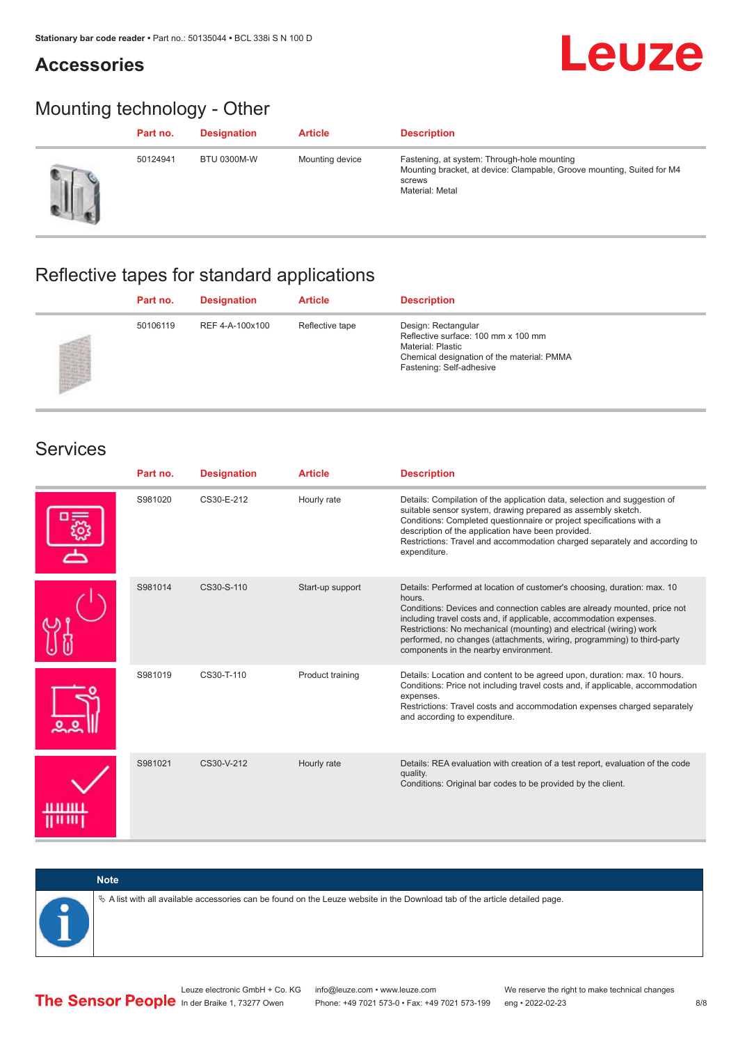## Accessories

### Mounting technology - Other

| Part no. | Designation | Article | Description |
|---|---|---|---|
| 50124941 | BTU 0300M-W | Mounting device | Fastening, at system: Through-hole mounting<br>Mounting bracket, at device: Clampable, Groove mounting, Suited for M4 screws<br>Material: Metal |

### Reflective tapes for standard applications

| Part no. | Designation | Article | Description |
|---|---|---|---|
| 50106119 | REF 4-A-100x100 | Reflective tape | Design: Rectangular<br>Reflective surface: 100 mm x 100 mm<br>Material: Plastic<br>Chemical designation of the material: PMMA<br>Fastening: Self-adhesive |

### Services

| Part no. | Designation | Article | Description |
|---|---|---|---|
| S981020 | CS30-E-212 | Hourly rate | Details: Compilation of the application data, selection and suggestion of suitable sensor system, drawing prepared as assembly sketch.<br>Conditions: Completed questionnaire or project specifications with a description of the application have been provided.<br>Restrictions: Travel and accommodation charged separately and according to expenditure. |
| S981014 | CS30-S-110 | Start-up support | Details: Performed at location of customer's choosing, duration: max. 10 hours.<br>Conditions: Devices and connection cables are already mounted, price not including travel costs and, if applicable, accommodation expenses.<br>Restrictions: No mechanical (mounting) and electrical (wiring) work performed, no changes (attachments, wiring, programming) to third-party components in the nearby environment. |
| S981019 | CS30-T-110 | Product training | Details: Location and content to be agreed upon, duration: max. 10 hours.<br>Conditions: Price not including travel costs and, if applicable, accommodation expenses.<br>Restrictions: Travel costs and accommodation expenses charged separately and according to expenditure. |
| S981021 | CS30-V-212 | Hourly rate | Details: REA evaluation with creation of a test report, evaluation of the code quality.<br>Conditions: Original bar codes to be provided by the client. |

**Note**

A list with all available accessories can be found on the Leuze website in the Download tab of the article detailed page.